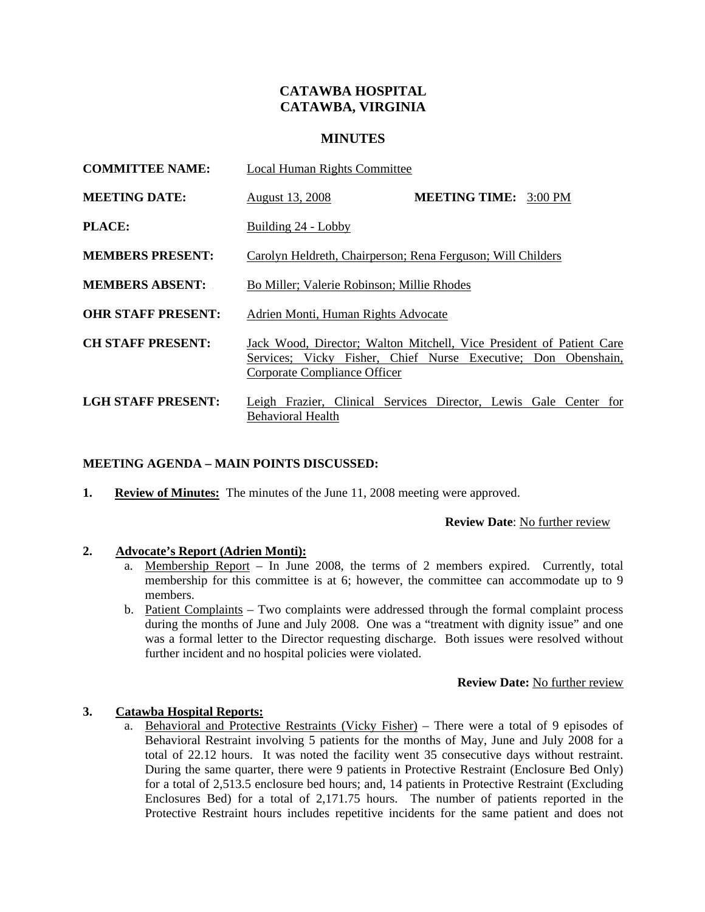# CATAWBA HOSPITAL
# CATAWBA, VIRGINIA

## MINUTES

**COMMITTEE NAME:** Local Human Rights Committee

**MEETING DATE:** August 13, 2008 **MEETING TIME:** 3:00 PM

**PLACE:** Building 24 - Lobby

**MEMBERS PRESENT:** Carolyn Heldreth, Chairperson; Rena Ferguson; Will Childers

**MEMBERS ABSENT:** Bo Miller; Valerie Robinson; Millie Rhodes

**OHR STAFF PRESENT:** Adrien Monti, Human Rights Advocate

**CH STAFF PRESENT:** Jack Wood, Director; Walton Mitchell, Vice President of Patient Care Services; Vicky Fisher, Chief Nurse Executive; Don Obenshain, Corporate Compliance Officer

**LGH STAFF PRESENT:** Leigh Frazier, Clinical Services Director, Lewis Gale Center for Behavioral Health

**MEETING AGENDA – MAIN POINTS DISCUSSED:**

**1. Review of Minutes:** The minutes of the June 11, 2008 meeting were approved.

**Review Date**: No further review

**2. Advocate's Report (Adrien Monti):**

a. Membership Report – In June 2008, the terms of 2 members expired. Currently, total membership for this committee is at 6; however, the committee can accommodate up to 9 members.

b. Patient Complaints – Two complaints were addressed through the formal complaint process during the months of June and July 2008. One was a "treatment with dignity issue" and one was a formal letter to the Director requesting discharge. Both issues were resolved without further incident and no hospital policies were violated.

**Review Date:** No further review

**3. Catawba Hospital Reports:**

a. Behavioral and Protective Restraints (Vicky Fisher) – There were a total of 9 episodes of Behavioral Restraint involving 5 patients for the months of May, June and July 2008 for a total of 22.12 hours. It was noted the facility went 35 consecutive days without restraint. During the same quarter, there were 9 patients in Protective Restraint (Enclosure Bed Only) for a total of 2,513.5 enclosure bed hours; and, 14 patients in Protective Restraint (Excluding Enclosures Bed) for a total of 2,171.75 hours. The number of patients reported in the Protective Restraint hours includes repetitive incidents for the same patient and does not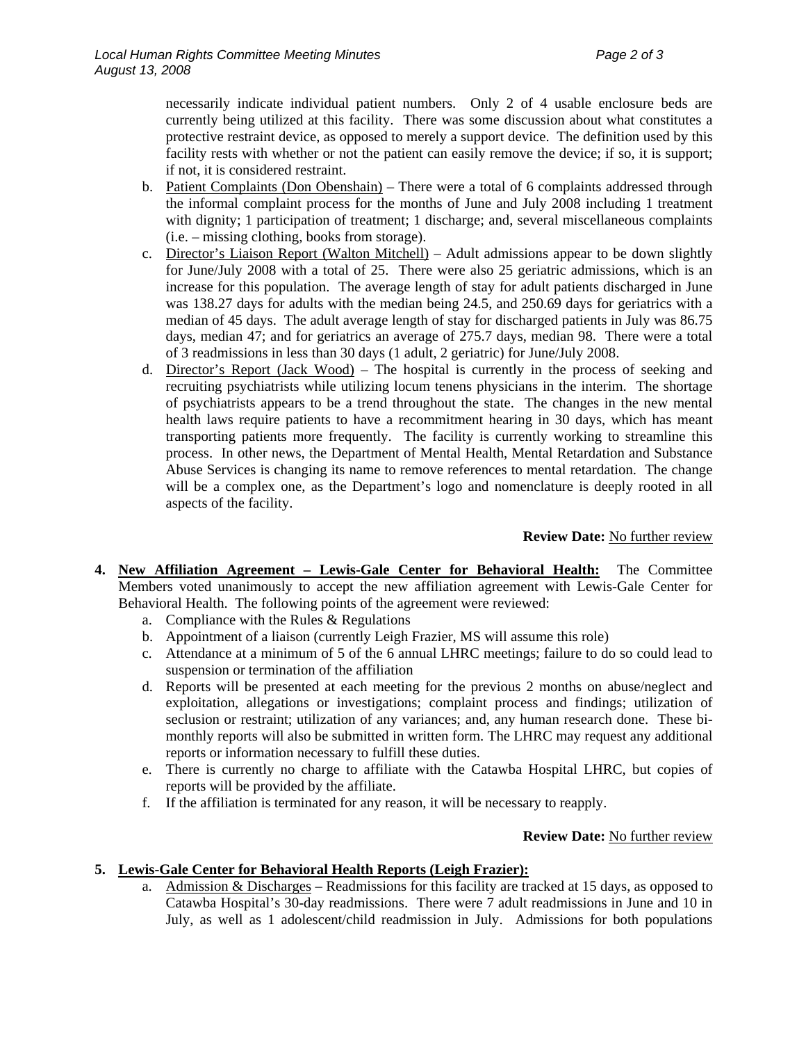necessarily indicate individual patient numbers. Only 2 of 4 usable enclosure beds are currently being utilized at this facility. There was some discussion about what constitutes a protective restraint device, as opposed to merely a support device. The definition used by this facility rests with whether or not the patient can easily remove the device; if so, it is support; if not, it is considered restraint.

b. Patient Complaints (Don Obenshain) – There were a total of 6 complaints addressed through the informal complaint process for the months of June and July 2008 including 1 treatment with dignity; 1 participation of treatment; 1 discharge; and, several miscellaneous complaints (i.e. – missing clothing, books from storage).

c. Director's Liaison Report (Walton Mitchell) – Adult admissions appear to be down slightly for June/July 2008 with a total of 25. There were also 25 geriatric admissions, which is an increase for this population. The average length of stay for adult patients discharged in June was 138.27 days for adults with the median being 24.5, and 250.69 days for geriatrics with a median of 45 days. The adult average length of stay for discharged patients in July was 86.75 days, median 47; and for geriatrics an average of 275.7 days, median 98. There were a total of 3 readmissions in less than 30 days (1 adult, 2 geriatric) for June/July 2008.

d. Director's Report (Jack Wood) – The hospital is currently in the process of seeking and recruiting psychiatrists while utilizing locum tenens physicians in the interim. The shortage of psychiatrists appears to be a trend throughout the state. The changes in the new mental health laws require patients to have a recommitment hearing in 30 days, which has meant transporting patients more frequently. The facility is currently working to streamline this process. In other news, the Department of Mental Health, Mental Retardation and Substance Abuse Services is changing its name to remove references to mental retardation. The change will be a complex one, as the Department's logo and nomenclature is deeply rooted in all aspects of the facility.

**Review Date:** No further review

**4. New Affiliation Agreement – Lewis-Gale Center for Behavioral Health:** The Committee Members voted unanimously to accept the new affiliation agreement with Lewis-Gale Center for Behavioral Health. The following points of the agreement were reviewed:

a. Compliance with the Rules & Regulations
b. Appointment of a liaison (currently Leigh Frazier, MS will assume this role)
c. Attendance at a minimum of 5 of the 6 annual LHRC meetings; failure to do so could lead to suspension or termination of the affiliation
d. Reports will be presented at each meeting for the previous 2 months on abuse/neglect and exploitation, allegations or investigations; complaint process and findings; utilization of seclusion or restraint; utilization of any variances; and, any human research done. These bi-monthly reports will also be submitted in written form. The LHRC may request any additional reports or information necessary to fulfill these duties.
e. There is currently no charge to affiliate with the Catawba Hospital LHRC, but copies of reports will be provided by the affiliate.
f. If the affiliation is terminated for any reason, it will be necessary to reapply.

**Review Date:** No further review

**5. Lewis-Gale Center for Behavioral Health Reports (Leigh Frazier):**

a. Admission & Discharges – Readmissions for this facility are tracked at 15 days, as opposed to Catawba Hospital's 30-day readmissions. There were 7 adult readmissions in June and 10 in July, as well as 1 adolescent/child readmission in July. Admissions for both populations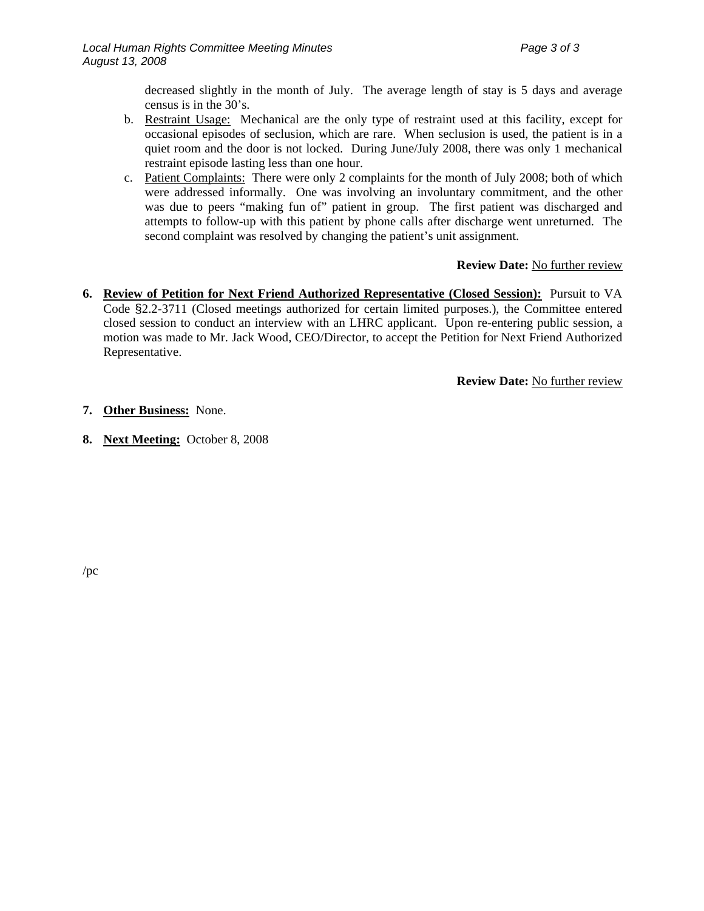decreased slightly in the month of July. The average length of stay is 5 days and average census is in the 30's.

b. Restraint Usage: Mechanical are the only type of restraint used at this facility, except for occasional episodes of seclusion, which are rare. When seclusion is used, the patient is in a quiet room and the door is not locked. During June/July 2008, there was only 1 mechanical restraint episode lasting less than one hour.

c. Patient Complaints: There were only 2 complaints for the month of July 2008; both of which were addressed informally. One was involving an involuntary commitment, and the other was due to peers "making fun of" patient in group. The first patient was discharged and attempts to follow-up with this patient by phone calls after discharge went unreturned. The second complaint was resolved by changing the patient's unit assignment.

**Review Date:** No further review

6. **Review of Petition for Next Friend Authorized Representative (Closed Session):** Pursuit to VA Code §2.2-3711 (Closed meetings authorized for certain limited purposes.), the Committee entered closed session to conduct an interview with an LHRC applicant. Upon re-entering public session, a motion was made to Mr. Jack Wood, CEO/Director, to accept the Petition for Next Friend Authorized Representative.

**Review Date:** No further review

7. **Other Business:** None.

8. **Next Meeting:** October 8, 2008

/pc